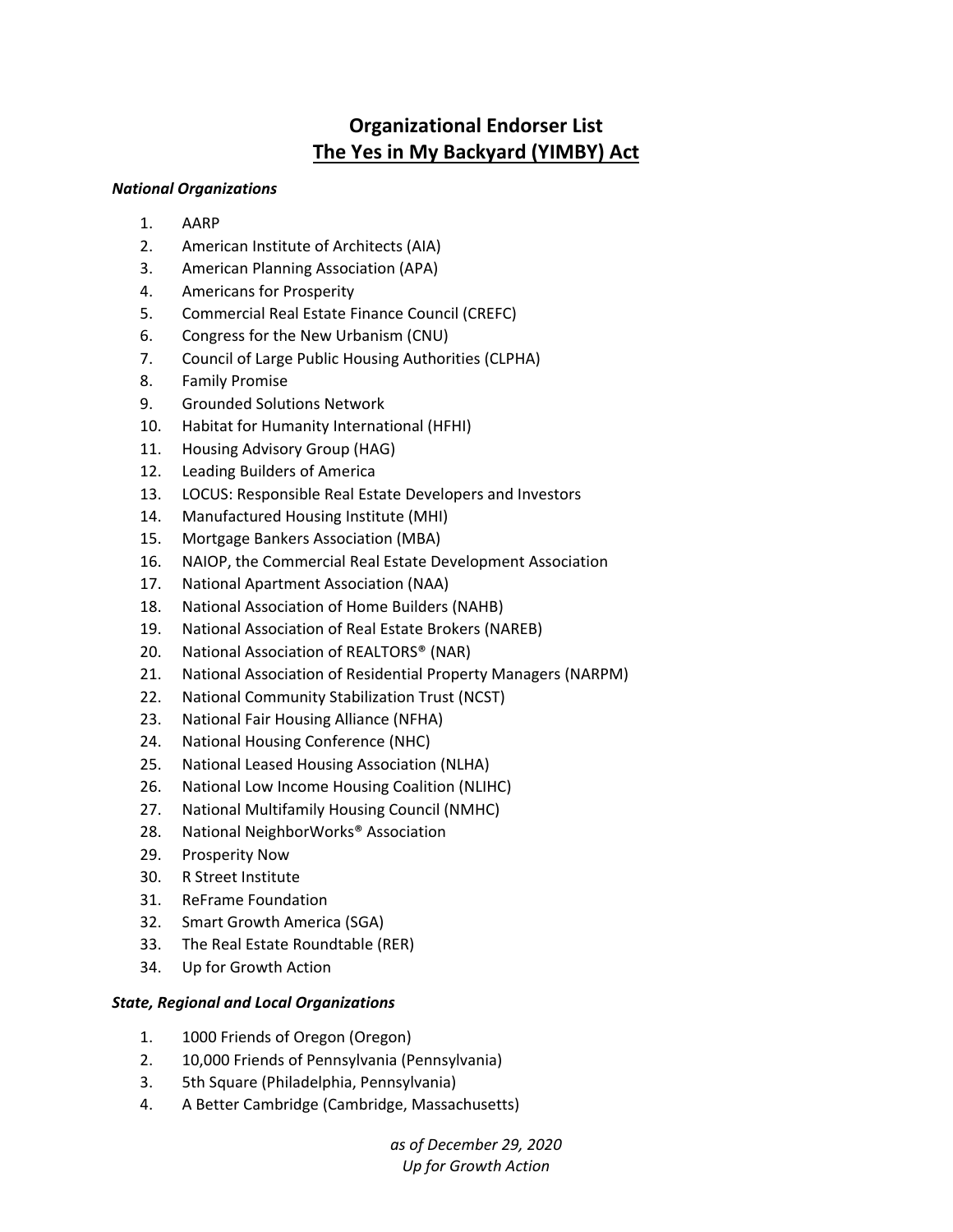# Organizational Endorser List
## The Yes in My Backyard (YIMBY) Act

***National Organizations***

1. AARP
2. American Institute of Architects (AIA)
3. American Planning Association (APA)
4. Americans for Prosperity
5. Commercial Real Estate Finance Council (CREFC)
6. Congress for the New Urbanism (CNU)
7. Council of Large Public Housing Authorities (CLPHA)
8. Family Promise
9. Grounded Solutions Network
10. Habitat for Humanity International (HFHI)
11. Housing Advisory Group (HAG)
12. Leading Builders of America
13. LOCUS: Responsible Real Estate Developers and Investors
14. Manufactured Housing Institute (MHI)
15. Mortgage Bankers Association (MBA)
16. NAIOP, the Commercial Real Estate Development Association
17. National Apartment Association (NAA)
18. National Association of Home Builders (NAHB)
19. National Association of Real Estate Brokers (NAREB)
20. National Association of REALTORS® (NAR)
21. National Association of Residential Property Managers (NARPM)
22. National Community Stabilization Trust (NCST)
23. National Fair Housing Alliance (NFHA)
24. National Housing Conference (NHC)
25. National Leased Housing Association (NLHA)
26. National Low Income Housing Coalition (NLIHC)
27. National Multifamily Housing Council (NMHC)
28. National NeighborWorks® Association
29. Prosperity Now
30. R Street Institute
31. ReFrame Foundation
32. Smart Growth America (SGA)
33. The Real Estate Roundtable (RER)
34. Up for Growth Action

***State, Regional and Local Organizations***

1. 1000 Friends of Oregon (Oregon)
2. 10,000 Friends of Pennsylvania (Pennsylvania)
3. 5th Square (Philadelphia, Pennsylvania)
4. A Better Cambridge (Cambridge, Massachusetts)

*as of December 29, 2020*
*Up for Growth Action*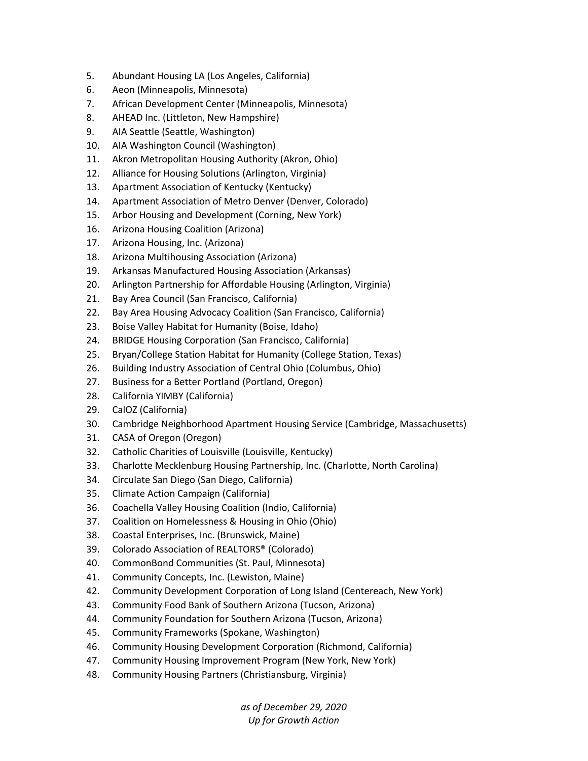5. Abundant Housing LA (Los Angeles, California)
6. Aeon (Minneapolis, Minnesota)
7. African Development Center (Minneapolis, Minnesota)
8. AHEAD Inc. (Littleton, New Hampshire)
9. AIA Seattle (Seattle, Washington)
10. AIA Washington Council (Washington)
11. Akron Metropolitan Housing Authority (Akron, Ohio)
12. Alliance for Housing Solutions (Arlington, Virginia)
13. Apartment Association of Kentucky (Kentucky)
14. Apartment Association of Metro Denver (Denver, Colorado)
15. Arbor Housing and Development (Corning, New York)
16. Arizona Housing Coalition (Arizona)
17. Arizona Housing, Inc. (Arizona)
18. Arizona Multihousing Association (Arizona)
19. Arkansas Manufactured Housing Association (Arkansas)
20. Arlington Partnership for Affordable Housing (Arlington, Virginia)
21. Bay Area Council (San Francisco, California)
22. Bay Area Housing Advocacy Coalition (San Francisco, California)
23. Boise Valley Habitat for Humanity (Boise, Idaho)
24. BRIDGE Housing Corporation (San Francisco, California)
25. Bryan/College Station Habitat for Humanity (College Station, Texas)
26. Building Industry Association of Central Ohio (Columbus, Ohio)
27. Business for a Better Portland (Portland, Oregon)
28. California YIMBY (California)
29. CalOZ (California)
30. Cambridge Neighborhood Apartment Housing Service (Cambridge, Massachusetts)
31. CASA of Oregon (Oregon)
32. Catholic Charities of Louisville (Louisville, Kentucky)
33. Charlotte Mecklenburg Housing Partnership, Inc. (Charlotte, North Carolina)
34. Circulate San Diego (San Diego, California)
35. Climate Action Campaign (California)
36. Coachella Valley Housing Coalition (Indio, California)
37. Coalition on Homelessness & Housing in Ohio (Ohio)
38. Coastal Enterprises, Inc. (Brunswick, Maine)
39. Colorado Association of REALTORS® (Colorado)
40. CommonBond Communities (St. Paul, Minnesota)
41. Community Concepts, Inc. (Lewiston, Maine)
42. Community Development Corporation of Long Island (Centereach, New York)
43. Community Food Bank of Southern Arizona (Tucson, Arizona)
44. Community Foundation for Southern Arizona (Tucson, Arizona)
45. Community Frameworks (Spokane, Washington)
46. Community Housing Development Corporation (Richmond, California)
47. Community Housing Improvement Program (New York, New York)
48. Community Housing Partners (Christiansburg, Virginia)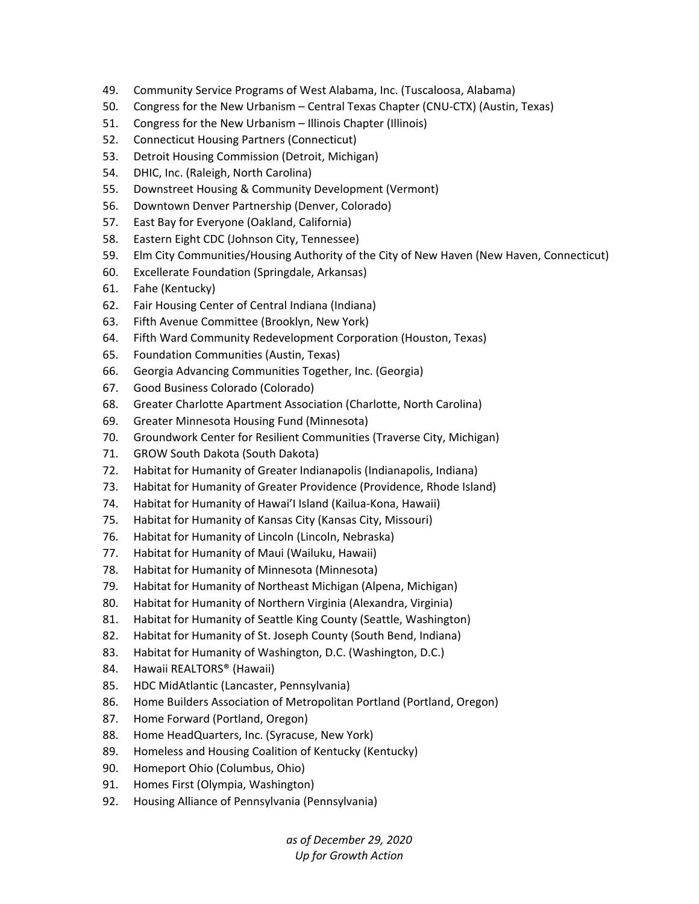49. Community Service Programs of West Alabama, Inc. (Tuscaloosa, Alabama)
50. Congress for the New Urbanism – Central Texas Chapter (CNU-CTX) (Austin, Texas)
51. Congress for the New Urbanism – Illinois Chapter (Illinois)
52. Connecticut Housing Partners (Connecticut)
53. Detroit Housing Commission (Detroit, Michigan)
54. DHIC, Inc. (Raleigh, North Carolina)
55. Downstreet Housing & Community Development (Vermont)
56. Downtown Denver Partnership (Denver, Colorado)
57. East Bay for Everyone (Oakland, California)
58. Eastern Eight CDC (Johnson City, Tennessee)
59. Elm City Communities/Housing Authority of the City of New Haven (New Haven, Connecticut)
60. Excellerate Foundation (Springdale, Arkansas)
61. Fahe (Kentucky)
62. Fair Housing Center of Central Indiana (Indiana)
63. Fifth Avenue Committee (Brooklyn, New York)
64. Fifth Ward Community Redevelopment Corporation (Houston, Texas)
65. Foundation Communities (Austin, Texas)
66. Georgia Advancing Communities Together, Inc. (Georgia)
67. Good Business Colorado (Colorado)
68. Greater Charlotte Apartment Association (Charlotte, North Carolina)
69. Greater Minnesota Housing Fund (Minnesota)
70. Groundwork Center for Resilient Communities (Traverse City, Michigan)
71. GROW South Dakota (South Dakota)
72. Habitat for Humanity of Greater Indianapolis (Indianapolis, Indiana)
73. Habitat for Humanity of Greater Providence (Providence, Rhode Island)
74. Habitat for Humanity of Hawai'I Island (Kailua-Kona, Hawaii)
75. Habitat for Humanity of Kansas City (Kansas City, Missouri)
76. Habitat for Humanity of Lincoln (Lincoln, Nebraska)
77. Habitat for Humanity of Maui (Wailuku, Hawaii)
78. Habitat for Humanity of Minnesota (Minnesota)
79. Habitat for Humanity of Northeast Michigan (Alpena, Michigan)
80. Habitat for Humanity of Northern Virginia (Alexandra, Virginia)
81. Habitat for Humanity of Seattle King County (Seattle, Washington)
82. Habitat for Humanity of St. Joseph County (South Bend, Indiana)
83. Habitat for Humanity of Washington, D.C. (Washington, D.C.)
84. Hawaii REALTORS® (Hawaii)
85. HDC MidAtlantic (Lancaster, Pennsylvania)
86. Home Builders Association of Metropolitan Portland (Portland, Oregon)
87. Home Forward (Portland, Oregon)
88. Home HeadQuarters, Inc. (Syracuse, New York)
89. Homeless and Housing Coalition of Kentucky (Kentucky)
90. Homeport Ohio (Columbus, Ohio)
91. Homes First (Olympia, Washington)
92. Housing Alliance of Pennsylvania (Pennsylvania)

*as of December 29, 2020*
*Up for Growth Action*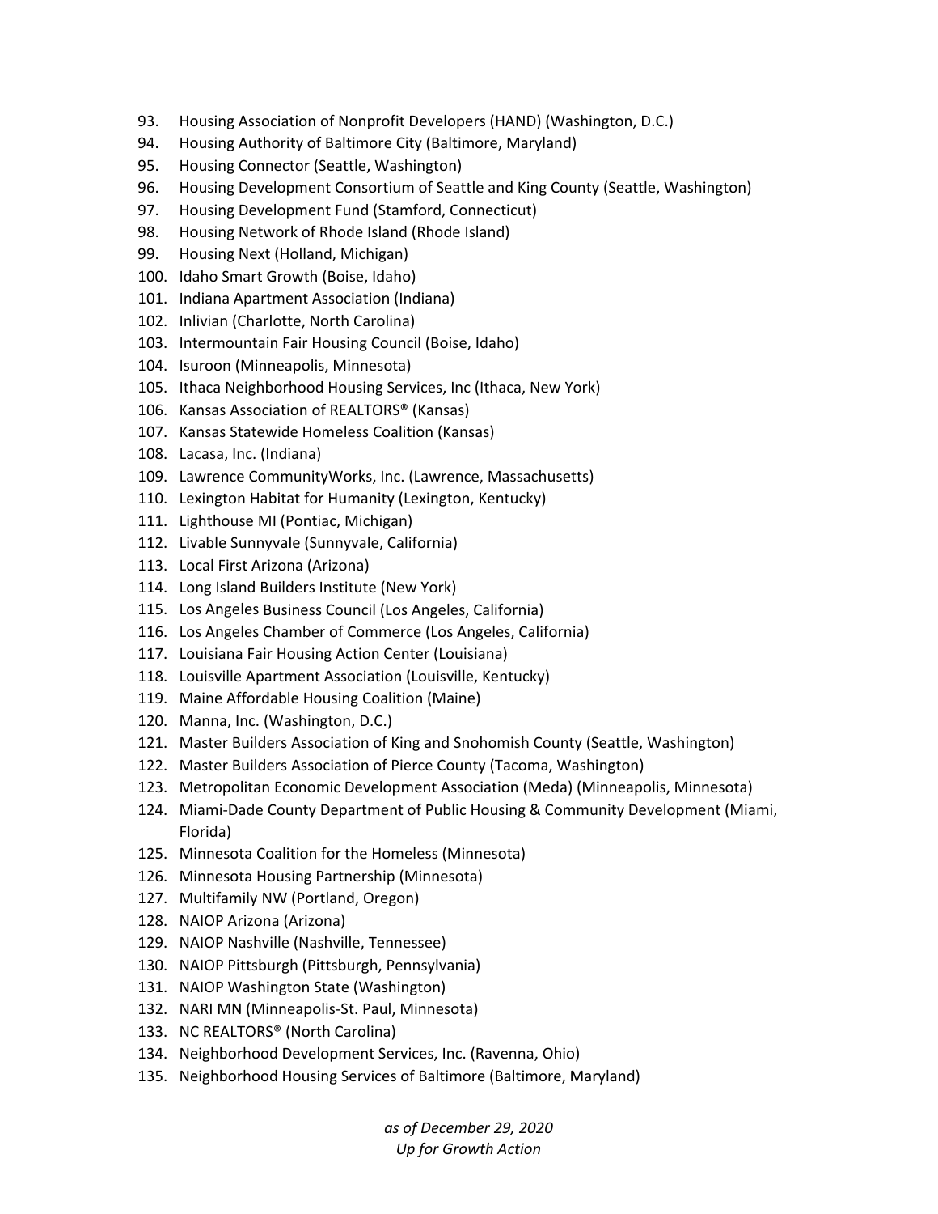93. Housing Association of Nonprofit Developers (HAND) (Washington, D.C.)
94. Housing Authority of Baltimore City (Baltimore, Maryland)
95. Housing Connector (Seattle, Washington)
96. Housing Development Consortium of Seattle and King County (Seattle, Washington)
97. Housing Development Fund (Stamford, Connecticut)
98. Housing Network of Rhode Island (Rhode Island)
99. Housing Next (Holland, Michigan)
100. Idaho Smart Growth (Boise, Idaho)
101. Indiana Apartment Association (Indiana)
102. Inlivian (Charlotte, North Carolina)
103. Intermountain Fair Housing Council (Boise, Idaho)
104. Isuroon (Minneapolis, Minnesota)
105. Ithaca Neighborhood Housing Services, Inc (Ithaca, New York)
106. Kansas Association of REALTORS® (Kansas)
107. Kansas Statewide Homeless Coalition (Kansas)
108. Lacasa, Inc. (Indiana)
109. Lawrence CommunityWorks, Inc. (Lawrence, Massachusetts)
110. Lexington Habitat for Humanity (Lexington, Kentucky)
111. Lighthouse MI (Pontiac, Michigan)
112. Livable Sunnyvale (Sunnyvale, California)
113. Local First Arizona (Arizona)
114. Long Island Builders Institute (New York)
115. Los Angeles Business Council (Los Angeles, California)
116. Los Angeles Chamber of Commerce (Los Angeles, California)
117. Louisiana Fair Housing Action Center (Louisiana)
118. Louisville Apartment Association (Louisville, Kentucky)
119. Maine Affordable Housing Coalition (Maine)
120. Manna, Inc. (Washington, D.C.)
121. Master Builders Association of King and Snohomish County (Seattle, Washington)
122. Master Builders Association of Pierce County (Tacoma, Washington)
123. Metropolitan Economic Development Association (Meda) (Minneapolis, Minnesota)
124. Miami-Dade County Department of Public Housing & Community Development (Miami, Florida)
125. Minnesota Coalition for the Homeless (Minnesota)
126. Minnesota Housing Partnership (Minnesota)
127. Multifamily NW (Portland, Oregon)
128. NAIOP Arizona (Arizona)
129. NAIOP Nashville (Nashville, Tennessee)
130. NAIOP Pittsburgh (Pittsburgh, Pennsylvania)
131. NAIOP Washington State (Washington)
132. NARI MN (Minneapolis-St. Paul, Minnesota)
133. NC REALTORS® (North Carolina)
134. Neighborhood Development Services, Inc. (Ravenna, Ohio)
135. Neighborhood Housing Services of Baltimore (Baltimore, Maryland)

*as of December 29, 2020*
*Up for Growth Action*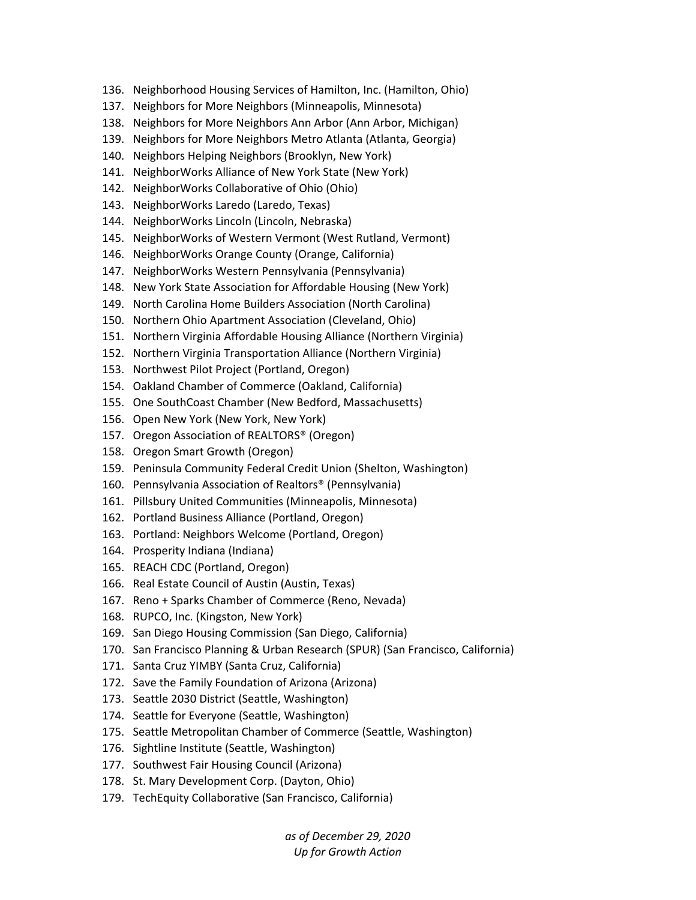136. Neighborhood Housing Services of Hamilton, Inc. (Hamilton, Ohio)
137. Neighbors for More Neighbors (Minneapolis, Minnesota)
138. Neighbors for More Neighbors Ann Arbor (Ann Arbor, Michigan)
139. Neighbors for More Neighbors Metro Atlanta (Atlanta, Georgia)
140. Neighbors Helping Neighbors (Brooklyn, New York)
141. NeighborWorks Alliance of New York State (New York)
142. NeighborWorks Collaborative of Ohio (Ohio)
143. NeighborWorks Laredo (Laredo, Texas)
144. NeighborWorks Lincoln (Lincoln, Nebraska)
145. NeighborWorks of Western Vermont (West Rutland, Vermont)
146. NeighborWorks Orange County (Orange, California)
147. NeighborWorks Western Pennsylvania (Pennsylvania)
148. New York State Association for Affordable Housing (New York)
149. North Carolina Home Builders Association (North Carolina)
150. Northern Ohio Apartment Association (Cleveland, Ohio)
151. Northern Virginia Affordable Housing Alliance (Northern Virginia)
152. Northern Virginia Transportation Alliance (Northern Virginia)
153. Northwest Pilot Project (Portland, Oregon)
154. Oakland Chamber of Commerce (Oakland, California)
155. One SouthCoast Chamber (New Bedford, Massachusetts)
156. Open New York (New York, New York)
157. Oregon Association of REALTORS® (Oregon)
158. Oregon Smart Growth (Oregon)
159. Peninsula Community Federal Credit Union (Shelton, Washington)
160. Pennsylvania Association of Realtors® (Pennsylvania)
161. Pillsbury United Communities (Minneapolis, Minnesota)
162. Portland Business Alliance (Portland, Oregon)
163. Portland: Neighbors Welcome (Portland, Oregon)
164. Prosperity Indiana (Indiana)
165. REACH CDC (Portland, Oregon)
166. Real Estate Council of Austin (Austin, Texas)
167. Reno + Sparks Chamber of Commerce (Reno, Nevada)
168. RUPCO, Inc. (Kingston, New York)
169. San Diego Housing Commission (San Diego, California)
170. San Francisco Planning & Urban Research (SPUR) (San Francisco, California)
171. Santa Cruz YIMBY (Santa Cruz, California)
172. Save the Family Foundation of Arizona (Arizona)
173. Seattle 2030 District (Seattle, Washington)
174. Seattle for Everyone (Seattle, Washington)
175. Seattle Metropolitan Chamber of Commerce (Seattle, Washington)
176. Sightline Institute (Seattle, Washington)
177. Southwest Fair Housing Council (Arizona)
178. St. Mary Development Corp. (Dayton, Ohio)
179. TechEquity Collaborative (San Francisco, California)

*as of December 29, 2020*
*Up for Growth Action*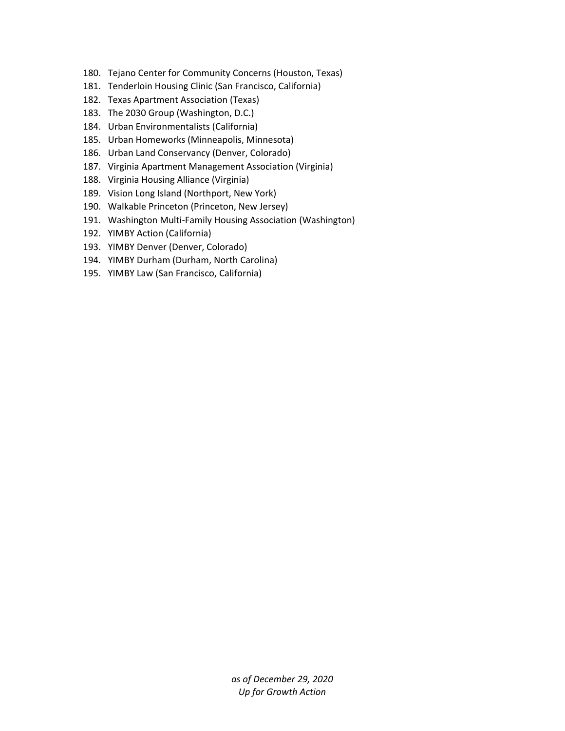180. Tejano Center for Community Concerns (Houston, Texas)
181. Tenderloin Housing Clinic (San Francisco, California)
182. Texas Apartment Association (Texas)
183. The 2030 Group (Washington, D.C.)
184. Urban Environmentalists (California)
185. Urban Homeworks (Minneapolis, Minnesota)
186. Urban Land Conservancy (Denver, Colorado)
187. Virginia Apartment Management Association (Virginia)
188. Virginia Housing Alliance (Virginia)
189. Vision Long Island (Northport, New York)
190. Walkable Princeton (Princeton, New Jersey)
191. Washington Multi-Family Housing Association (Washington)
192. YIMBY Action (California)
193. YIMBY Denver (Denver, Colorado)
194. YIMBY Durham (Durham, North Carolina)
195. YIMBY Law (San Francisco, California)

*as of December 29, 2020*
*Up for Growth Action*